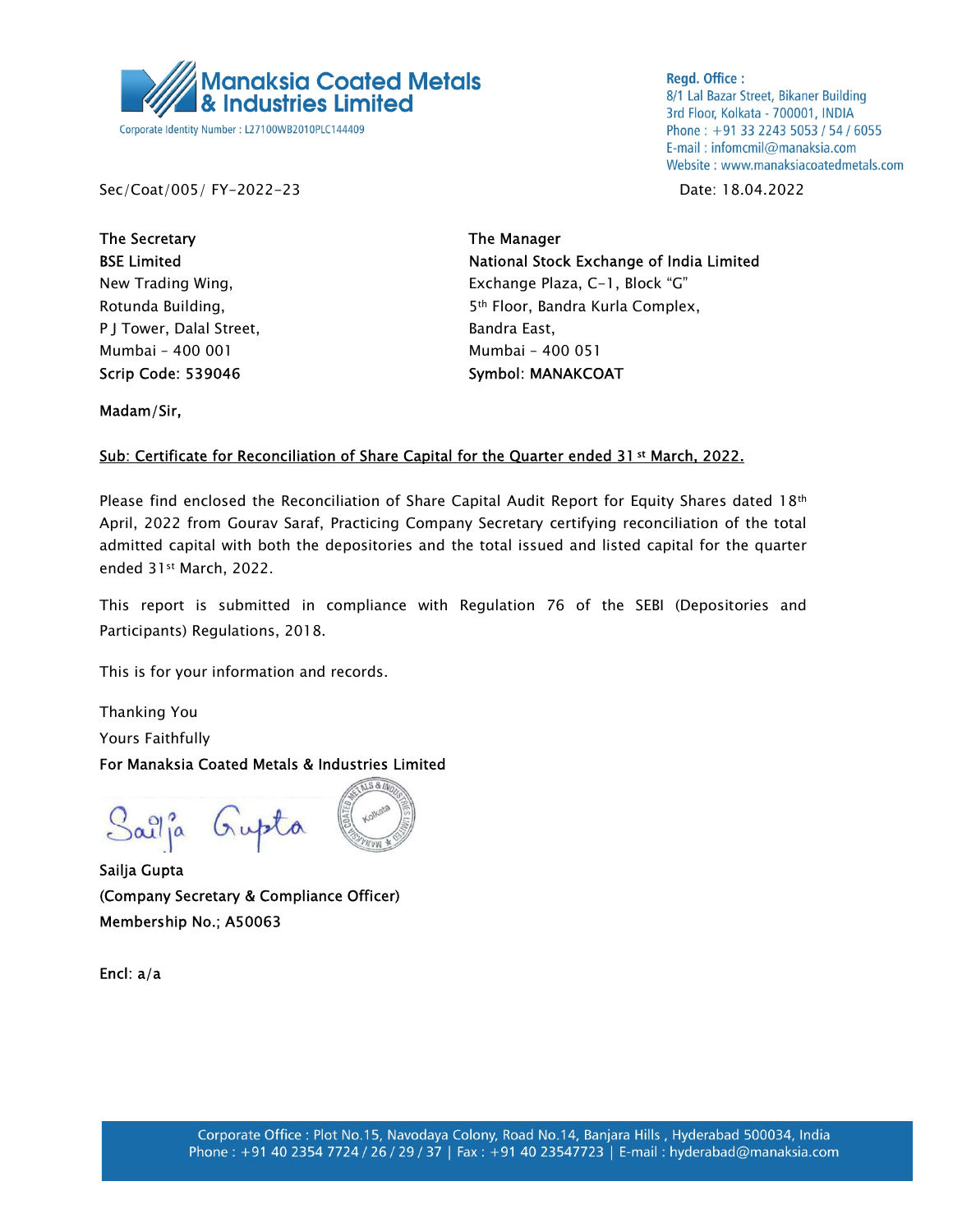**Manaksia Coated Metals & Industries Limited**

Corporate Identity Number : L27100WB2010PLC144409

**Regd. Office :**
8/1 Lal Bazar Street, Bikaner Building
3rd Floor, Kolkata - 700001, INDIA
Phone : +91 33 2243 5053 / 54 / 6055
E-mail : infomcmil@manaksia.com
Website : www.manaksiacoatedmetals.com

Sec/Coat/005/ FY-2022-23

Date: 18.04.2022

**The Secretary**
**BSE Limited**
New Trading Wing,
Rotunda Building,
P J Tower, Dalal Street,
Mumbai - 400 001
**Scrip Code: 539046**

**The Manager**
**National Stock Exchange of India Limited**
Exchange Plaza, C-1, Block "G"
5th Floor, Bandra Kurla Complex,
Bandra East,
Mumbai - 400 051
**Symbol: MANAKCOAT**

**Madam/Sir,**

**Sub: Certificate for Reconciliation of Share Capital for the Quarter ended 31st March, 2022.**

Please find enclosed the Reconciliation of Share Capital Audit Report for Equity Shares dated 18th April, 2022 from Gourav Saraf, Practicing Company Secretary certifying reconciliation of the total admitted capital with both the depositories and the total issued and listed capital for the quarter ended 31st March, 2022.

This report is submitted in compliance with Regulation 76 of the SEBI (Depositories and Participants) Regulations, 2018.

This is for your information and records.

Thanking You

Yours Faithfully

**For Manaksia Coated Metals & Industries Limited**

Sailja Gupta

**Sailja Gupta**
**(Company Secretary & Compliance Officer)**
**Membership No.; A50063**

**Encl: a/a**

Corporate Office : Plot No.15, Navodaya Colony, Road No.14, Banjara Hills , Hyderabad 500034, India
Phone : +91 40 2354 7724 / 26 / 29 / 37 | Fax : +91 40 23547723 | E-mail : hyderabad@manaksia.com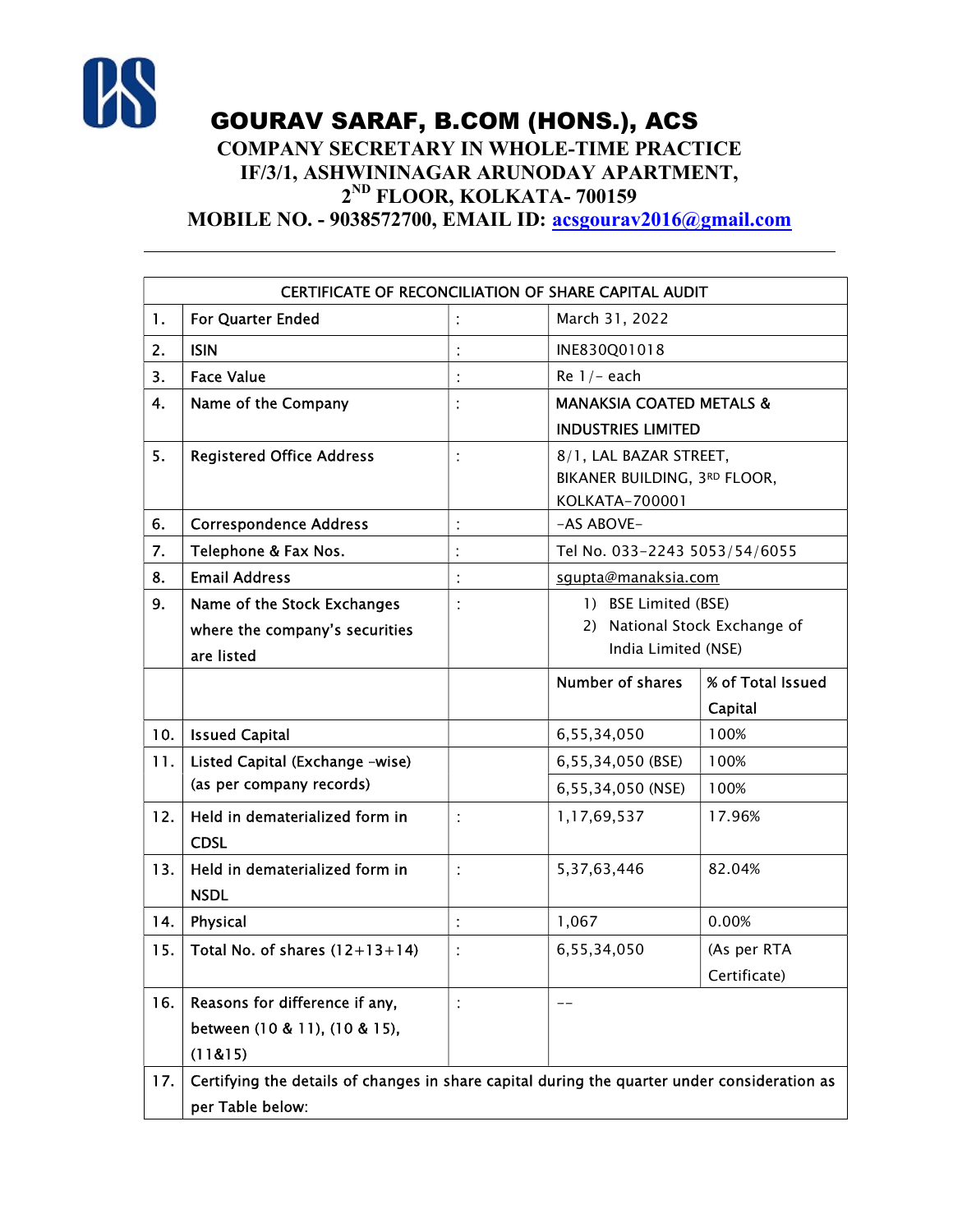# GOURAV SARAF, B.COM (HONS.), ACS

**COMPANY SECRETARY IN WHOLE-TIME PRACTICE**
**IF/3/1, ASHWININAGAR ARUNODAY APARTMENT,**
**2ND FLOOR, KOLKATA- 700159**
**MOBILE NO. - 9038572700, EMAIL ID: acsgourav2016@gmail.com**

---

| CERTIFICATE OF RECONCILIATION OF SHARE CAPITAL AUDIT | | | | |
|---|---|---|---|---|
| 1. | For Quarter Ended | : | March 31, 2022 | |
| 2. | ISIN | : | INE830Q01018 | |
| 3. | Face Value | : | Re 1/- each | |
| 4. | Name of the Company | : | MANAKSIA COATED METALS & INDUSTRIES LIMITED | |
| 5. | Registered Office Address | : | 8/1, LAL BAZAR STREET, BIKANER BUILDING, 3RD FLOOR, KOLKATA-700001 | |
| 6. | Correspondence Address | : | -AS ABOVE- | |
| 7. | Telephone & Fax Nos. | : | Tel No. 033-2243 5053/54/6055 | |
| 8. | Email Address | : | sgupta@manaksia.com | |
| 9. | Name of the Stock Exchanges where the company's securities are listed | : | 1) BSE Limited (BSE) 2) National Stock Exchange of India Limited (NSE) | |
| | | | Number of shares | % of Total Issued Capital |
| 10. | Issued Capital | | 6,55,34,050 | 100% |
| 11. | Listed Capital (Exchange -wise) (as per company records) | | 6,55,34,050 (BSE) | 100% |
| | | | 6,55,34,050 (NSE) | 100% |
| 12. | Held in dematerialized form in CDSL | : | 1,17,69,537 | 17.96% |
| 13. | Held in dematerialized form in NSDL | : | 5,37,63,446 | 82.04% |
| 14. | Physical | : | 1,067 | 0.00% |
| 15. | Total No. of shares (12+13+14) | : | 6,55,34,050 | (As per RTA Certificate) |
| 16. | Reasons for difference if any, between (10 & 11), (10 & 15), (11&15) | : | -- | |
| 17. | Certifying the details of changes in share capital during the quarter under consideration as per Table below: | | | |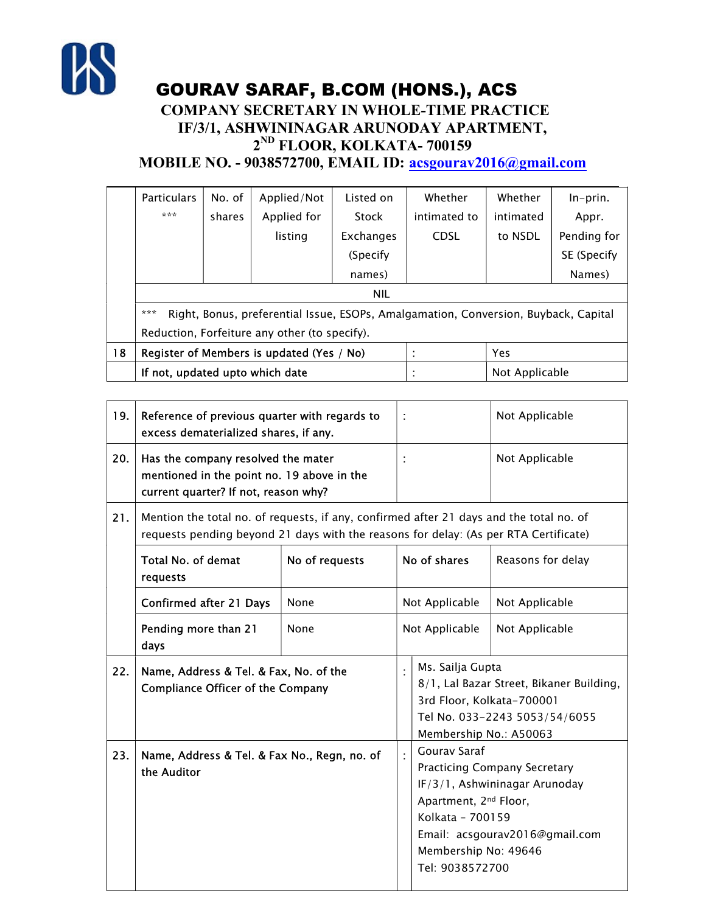# GOURAV SARAF, B.COM (HONS.), ACS

**COMPANY SECRETARY IN WHOLE-TIME PRACTICE**
**IF/3/1, ASHWININAGAR ARUNODAY APARTMENT,**
**2ND FLOOR, KOLKATA- 700159**
**MOBILE NO. - 9038572700, EMAIL ID: acsgourav2016@gmail.com**

| | Particulars *** | No. of shares | Applied/Not Applied for listing | Listed on Stock Exchanges (Specify names) | Whether intimated to CDSL | Whether intimated to NSDL | In-prin. Appr. Pending for SE (Specify Names) |
|---|---|---|---|---|---|---|---|
| | NIL | | | | | | |
| | *** Right, Bonus, preferential Issue, ESOPs, Amalgamation, Conversion, Buyback, Capital Reduction, Forfeiture any other (to specify). | | | | | | |
| 18 | Register of Members is updated (Yes / No) | | | : | Yes | | |
| | If not, updated upto which date | | | : | Not Applicable | | |

| | | | |
|---|---|---|---|
| 19. | Reference of previous quarter with regards to excess dematerialized shares, if any. | : | Not Applicable |
| 20. | Has the company resolved the mater mentioned in the point no. 19 above in the current quarter? If not, reason why? | : | Not Applicable |
| 21. | Mention the total no. of requests, if any, confirmed after 21 days and the total no. of requests pending beyond 21 days with the reasons for delay: (As per RTA Certificate) | | |

| Total No. of demat requests | No of requests | No of shares | Reasons for delay |
|---|---|---|---|
| Confirmed after 21 Days | None | Not Applicable | Not Applicable |
| Pending more than 21 days | None | Not Applicable | Not Applicable |

| | | | |
|---|---|---|---|
| 22. | Name, Address & Tel. & Fax, No. of the Compliance Officer of the Company | : | Ms. Sailja Gupta<br>8/1, Lal Bazar Street, Bikaner Building, 3rd Floor, Kolkata-700001<br>Tel No. 033-2243 5053/54/6055<br>Membership No.: A50063 |
| 23. | Name, Address & Tel. & Fax No., Regn, no. of the Auditor | : | Gourav Saraf<br>Practicing Company Secretary<br>IF/3/1, Ashwininagar Arunoday Apartment, 2nd Floor,<br>Kolkata – 700159<br>Email: acsgourav2016@gmail.com<br>Membership No: 49646<br>Tel: 9038572700 |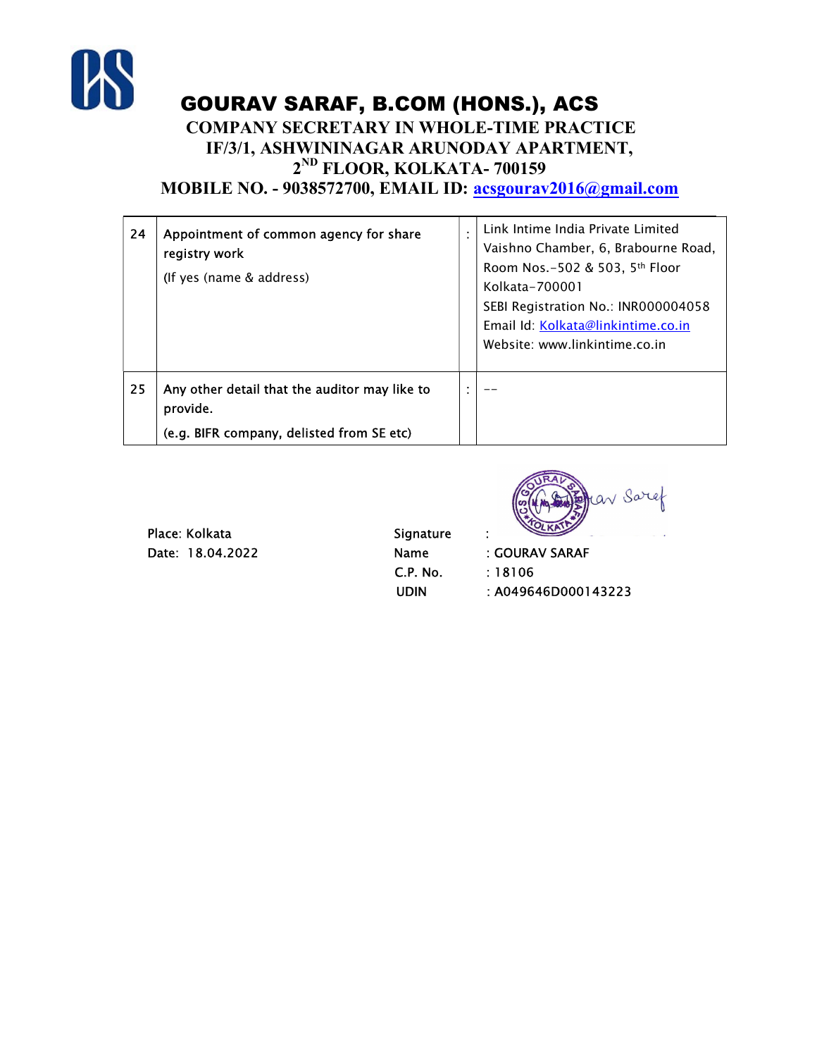# GOURAV SARAF, B.COM (HONS.), ACS

**COMPANY SECRETARY IN WHOLE-TIME PRACTICE**
**IF/3/1, ASHWININAGAR ARUNODAY APARTMENT,**
**2ND FLOOR, KOLKATA- 700159**
**MOBILE NO. - 9038572700, EMAIL ID: acsgourav2016@gmail.com**

| | | | |
|---|---|---|---|
| 24 | Appointment of common agency for share registry work<br><br>(If yes (name & address) | : | Link Intime India Private Limited<br>Vaishno Chamber, 6, Brabourne Road,<br>Room Nos.-502 & 503, 5th Floor<br>Kolkata-700001<br>SEBI Registration No.: INR000004058<br>Email Id: Kolkata@linkintime.co.in<br>Website: www.linkintime.co.in |
| 25 | Any other detail that the auditor may like to provide.<br><br>(e.g. BIFR company, delisted from SE etc) | : | -- |

Place: Kolkata
Date: 18.04.2022

Signature :
Name : GOURAV SARAF
C.P. No. : 18106
UDIN : A049646D000143223